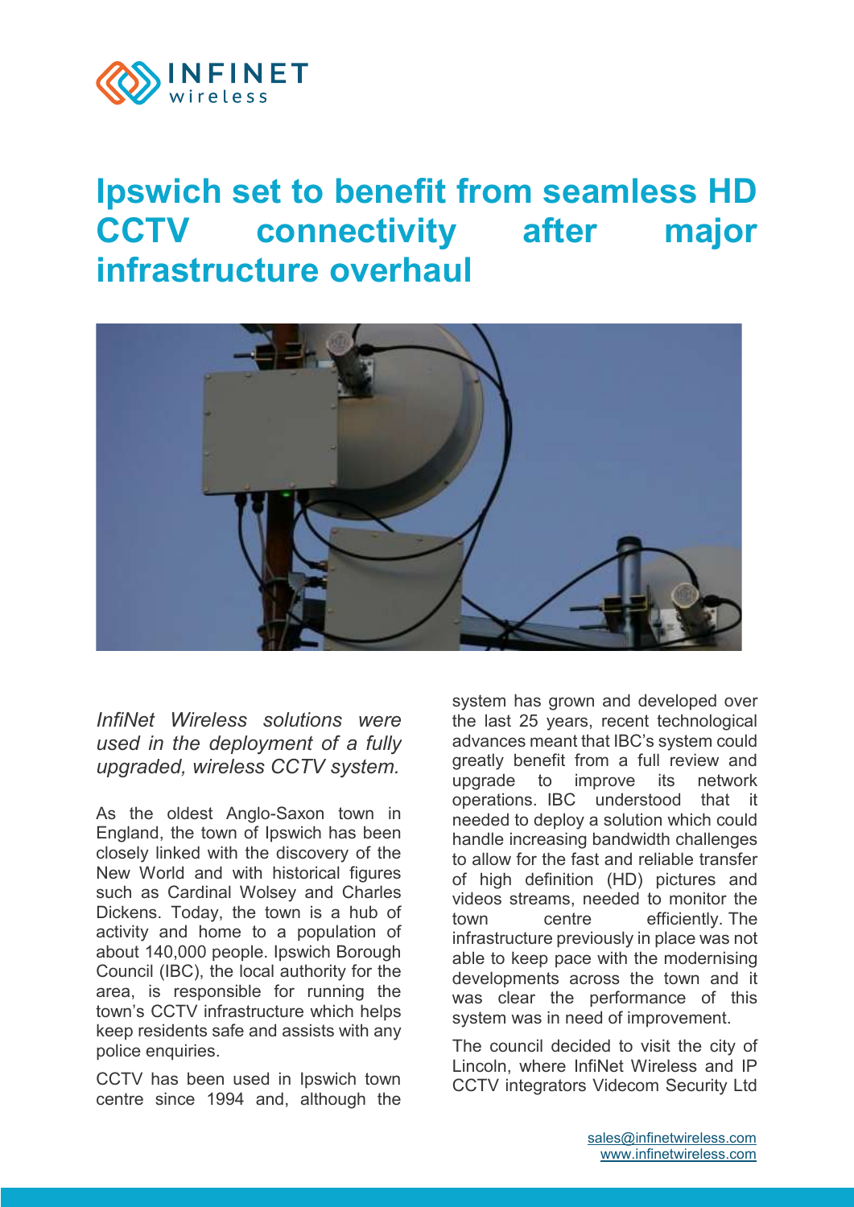# Ipswich set to benefit from seamless HD CCTV connectivity after major infrastructure overhaul

*InfiNet Wireless solutions were used in the deployment of a fully upgraded, wireless CCTV system.*

As the oldest Anglo-Saxon town in England, the town of Ipswich has been closely linked with the discovery of the New World and with historical figures such as Cardinal Wolsey and Charles Dickens. Today, the town is a hub of activity and home to a population of about 140,000 people. Ipswich Borough Council (IBC), the local authority for the area, is responsible for running the town's CCTV infrastructure which helps keep residents safe and assists with any police enquiries.

CCTV has been used in Ipswich town centre since 1994 and, although the system has grown and developed over the last 25 years, recent technological advances meant that IBC's system could greatly benefit from a full review and upgrade to improve its network operations. IBC understood that it needed to deploy a solution which could handle increasing bandwidth challenges to allow for the fast and reliable transfer of high definition (HD) pictures and videos streams, needed to monitor the town centre efficiently. The infrastructure previously in place was not able to keep pace with the modernising developments across the town and it was clear the performance of this system was in need of improvement.

The council decided to visit the city of Lincoln, where InfiNet Wireless and IP CCTV integrators Videcom Security Ltd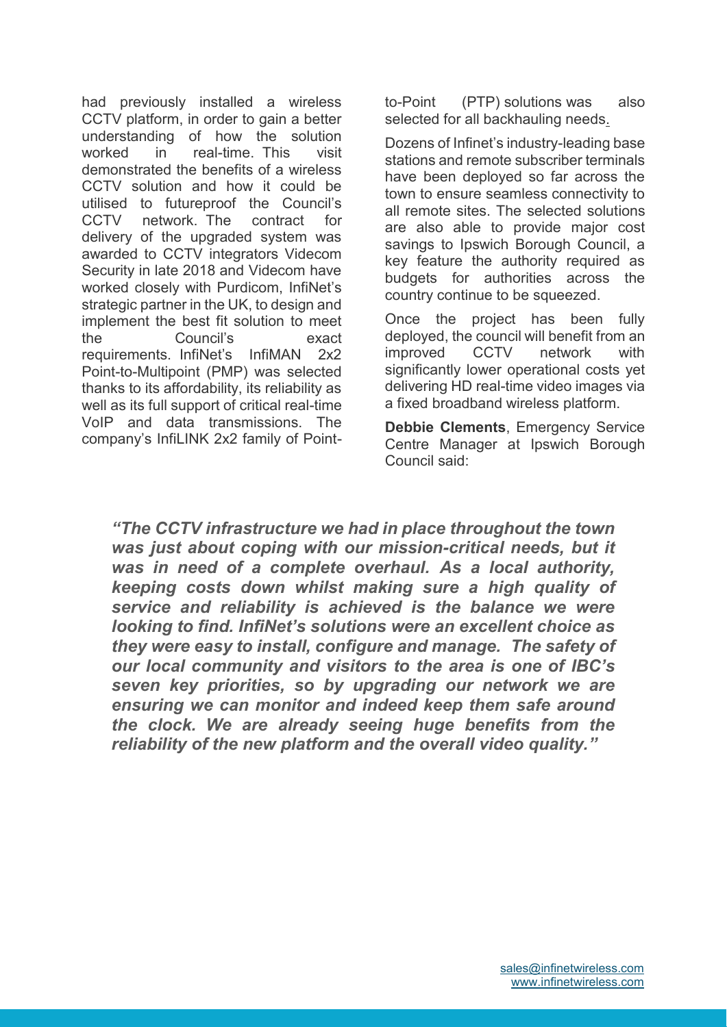had previously installed a wireless CCTV platform, in order to gain a better understanding of how the solution worked in real-time. This visit demonstrated the benefits of a wireless CCTV solution and how it could be utilised to futureproof the Council's CCTV network. The contract for delivery of the upgraded system was awarded to CCTV integrators Videcom Security in late 2018 and Videcom have worked closely with Purdicom, InfiNet's strategic partner in the UK, to design and implement the best fit solution to meet the Council's exact requirements. InfiNet's InfiMAN 2x2 Point-to-Multipoint (PMP) was selected thanks to its affordability, its reliability as well as its full support of critical real-time VoIP and data transmissions. The company's InfiLINK 2x2 family of Point-to-Point (PTP) solutions was also selected for all backhauling needs.

Dozens of Infinet's industry-leading base stations and remote subscriber terminals have been deployed so far across the town to ensure seamless connectivity to all remote sites. The selected solutions are also able to provide major cost savings to Ipswich Borough Council, a key feature the authority required as budgets for authorities across the country continue to be squeezed.

Once the project has been fully deployed, the council will benefit from an improved CCTV network with significantly lower operational costs yet delivering HD real-time video images via a fixed broadband wireless platform.

**Debbie Clements**, Emergency Service Centre Manager at Ipswich Borough Council said:

***"The CCTV infrastructure we had in place throughout the town was just about coping with our mission-critical needs, but it was in need of a complete overhaul. As a local authority, keeping costs down whilst making sure a high quality of service and reliability is achieved is the balance we were looking to find. InfiNet's solutions were an excellent choice as they were easy to install, configure and manage. The safety of our local community and visitors to the area is one of IBC's seven key priorities, so by upgrading our network we are ensuring we can monitor and indeed keep them safe around the clock. We are already seeing huge benefits from the reliability of the new platform and the overall video quality."***

sales@infinetwireless.com
www.infinetwireless.com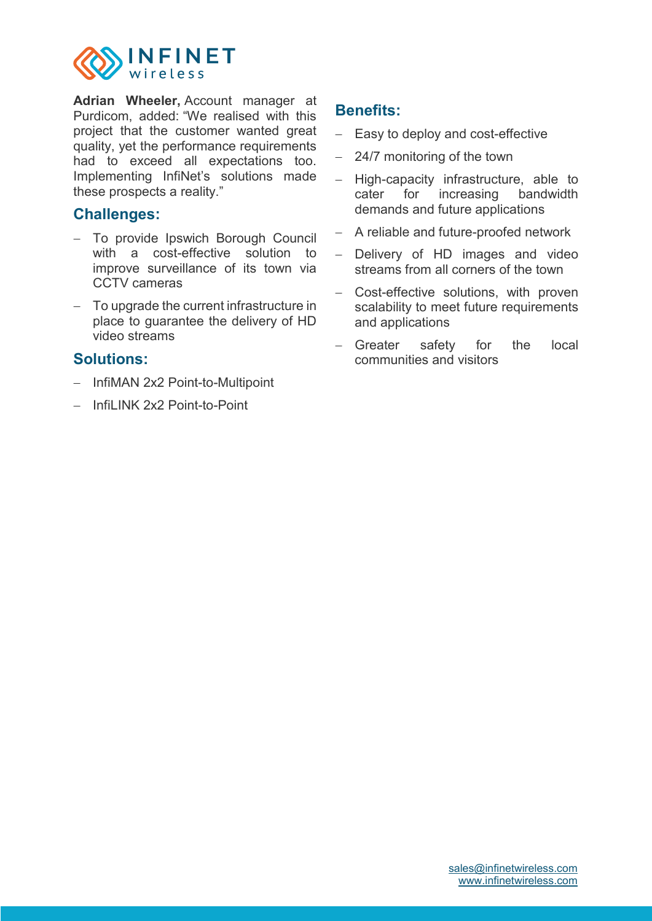**Adrian Wheeler,** Account manager at Purdicom, added: "We realised with this project that the customer wanted great quality, yet the performance requirements had to exceed all expectations too. Implementing InfiNet's solutions made these prospects a reality."

## Challenges:

- To provide Ipswich Borough Council with a cost-effective solution to improve surveillance of its town via CCTV cameras
- To upgrade the current infrastructure in place to guarantee the delivery of HD video streams

## Solutions:

- InfiMAN 2x2 Point-to-Multipoint
- InfiLINK 2x2 Point-to-Point

## Benefits:

- Easy to deploy and cost-effective
- 24/7 monitoring of the town
- High-capacity infrastructure, able to cater for increasing bandwidth demands and future applications
- A reliable and future-proofed network
- Delivery of HD images and video streams from all corners of the town
- Cost-effective solutions, with proven scalability to meet future requirements and applications
- Greater safety for the local communities and visitors

sales@infinetwireless.com
www.infinetwireless.com